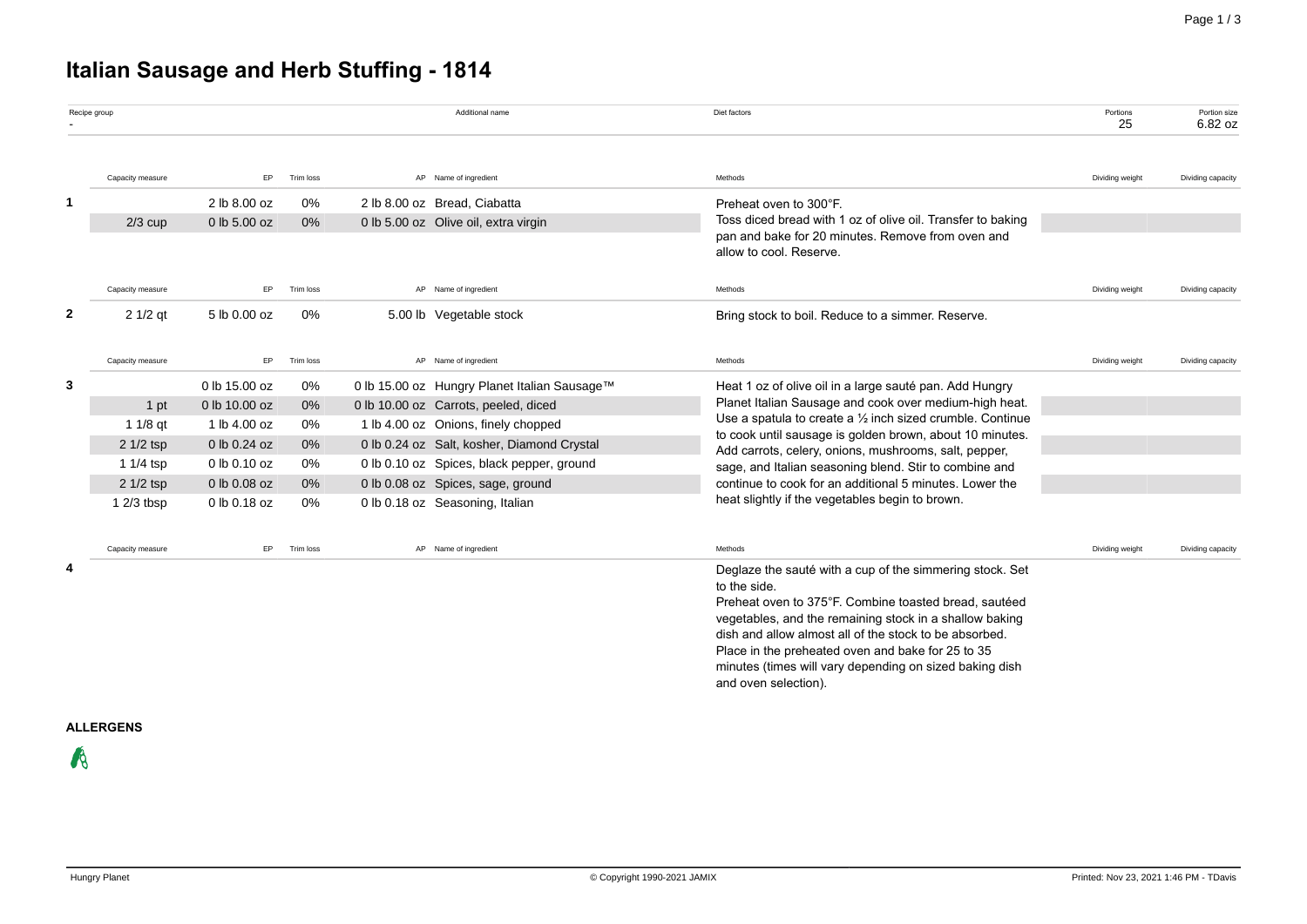# Italian Sausage and Herb Stuffing - 1814

| Recipe group | Additional name | Diet factors | Portions | Portion size |
|---|---|---|---|---|
| - | | | 25 | 6.82 oz |

| | Capacity measure | EP | Trim loss | AP | Name of ingredient | Methods | Dividing weight | Dividing capacity |
|---|---|---|---|---|---|---|---|---|
| 1 | | 2 lb 8.00 oz | 0% | 2 lb 8.00 oz | Bread, Ciabatta | Preheat oven to 300°F. Toss diced bread with 1 oz of olive oil. Transfer to baking pan and bake for 20 minutes. Remove from oven and allow to cool. Reserve. | | |
| | 2/3 cup | 0 lb 5.00 oz | 0% | 0 lb 5.00 oz | Olive oil, extra virgin | | | |

| | Capacity measure | EP | Trim loss | AP | Name of ingredient | Methods | Dividing weight | Dividing capacity |
|---|---|---|---|---|---|---|---|---|
| 2 | 2 1/2 qt | 5 lb 0.00 oz | 0% | 5.00 lb | Vegetable stock | Bring stock to boil. Reduce to a simmer. Reserve. | | |

| | Capacity measure | EP | Trim loss | AP | Name of ingredient | Methods | Dividing weight | Dividing capacity |
|---|---|---|---|---|---|---|---|---|
| 3 | | 0 lb 15.00 oz | 0% | 0 lb 15.00 oz | Hungry Planet Italian Sausage™ | Heat 1 oz of olive oil in a large sauté pan. Add Hungry Planet Italian Sausage and cook over medium-high heat. Use a spatula to create a ½ inch sized crumble. Continue to cook until sausage is golden brown, about 10 minutes. Add carrots, celery, onions, mushrooms, salt, pepper, sage, and Italian seasoning blend. Stir to combine and continue to cook for an additional 5 minutes. Lower the heat slightly if the vegetables begin to brown. | | |
| | 1 pt | 0 lb 10.00 oz | 0% | 0 lb 10.00 oz | Carrots, peeled, diced | | | |
| | 1 1/8 qt | 1 lb 4.00 oz | 0% | 1 lb 4.00 oz | Onions, finely chopped | | | |
| | 2 1/2 tsp | 0 lb 0.24 oz | 0% | 0 lb 0.24 oz | Salt, kosher, Diamond Crystal | | | |
| | 1 1/4 tsp | 0 lb 0.10 oz | 0% | 0 lb 0.10 oz | Spices, black pepper, ground | | | |
| | 2 1/2 tsp | 0 lb 0.08 oz | 0% | 0 lb 0.08 oz | Spices, sage, ground | | | |
| | 1 2/3 tbsp | 0 lb 0.18 oz | 0% | 0 lb 0.18 oz | Seasoning, Italian | | | |

| | Capacity measure | EP | Trim loss | AP | Name of ingredient | Methods | Dividing weight | Dividing capacity |
|---|---|---|---|---|---|---|---|---|
| 4 | | | | | | Deglaze the sauté with a cup of the simmering stock. Set to the side. Preheat oven to 375°F. Combine toasted bread, sautéed vegetables, and the remaining stock in a shallow baking dish and allow almost all of the stock to be absorbed. Place in the preheated oven and bake for 25 to 35 minutes (times will vary depending on sized baking dish and oven selection). | | |

**ALLERGENS**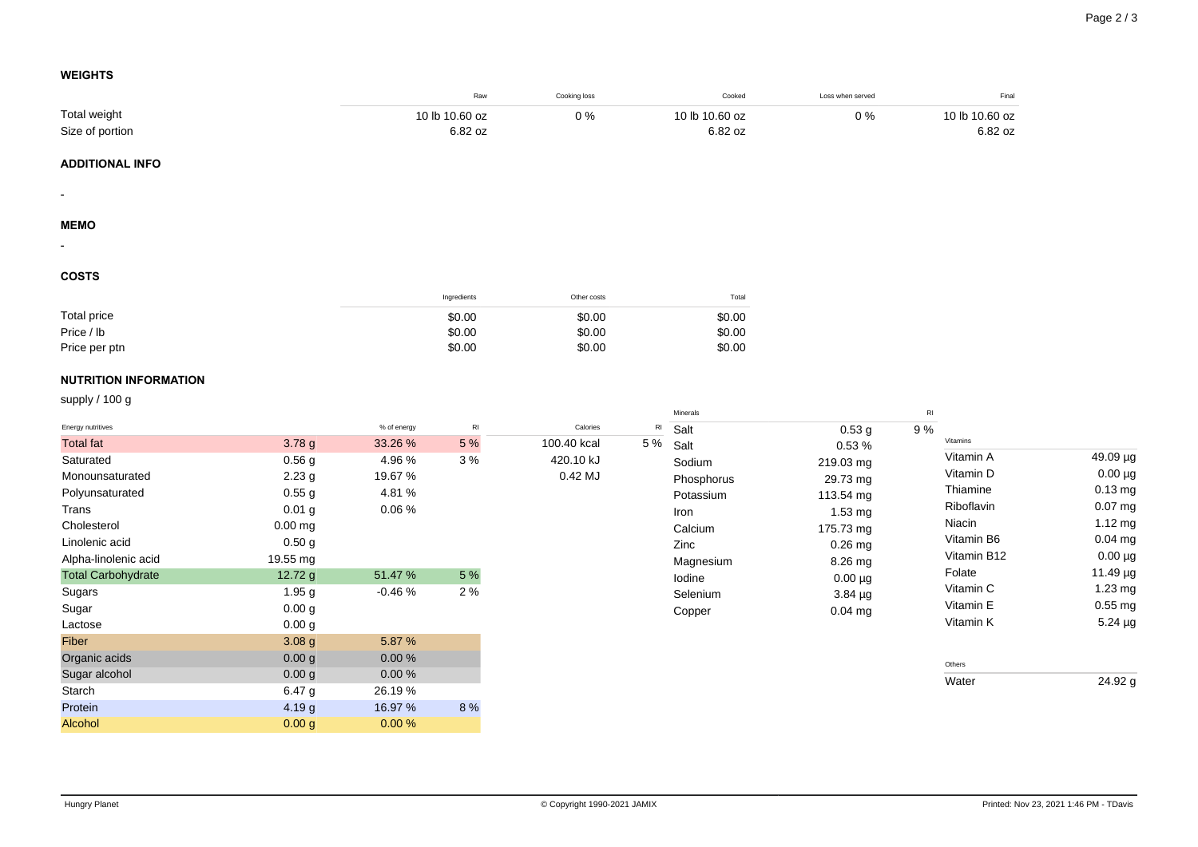#### WEIGHTS

| | Raw | Cooking loss | Cooked | Loss when served | Final |
|---|---|---|---|---|---|
| Total weight | 10 lb 10.60 oz | 0 % | 10 lb 10.60 oz | 0 % | 10 lb 10.60 oz |
| Size of portion | 6.82 oz | | 6.82 oz | | 6.82 oz |

#### ADDITIONAL INFO

-

#### MEMO

-

#### COSTS

| | Ingredients | Other costs | Total |
|---|---|---|---|
| Total price | $0.00 | $0.00 | $0.00 |
| Price / lb | $0.00 | $0.00 | $0.00 |
| Price per ptn | $0.00 | $0.00 | $0.00 |

#### NUTRITION INFORMATION

supply / 100 g

| Energy nutritives | | % of energy | RI |
|---|---|---|---|
| Total fat | 3.78 g | 33.26 % | 5 % |
| Saturated | 0.56 g | 4.96 % | 3 % |
| Monounsaturated | 2.23 g | 19.67 % | |
| Polyunsaturated | 0.55 g | 4.81 % | |
| Trans | 0.01 g | 0.06 % | |
| Cholesterol | 0.00 mg | | |
| Linolenic acid | 0.50 g | | |
| Alpha-linolenic acid | 19.55 mg | | |
| Total Carbohydrate | 12.72 g | 51.47 % | 5 % |
| Sugars | 1.95 g | -0.46 % | 2 % |
| Sugar | 0.00 g | | |
| Lactose | 0.00 g | | |
| Fiber | 3.08 g | 5.87 % | |
| Organic acids | 0.00 g | 0.00 % | |
| Sugar alcohol | 0.00 g | 0.00 % | |
| Starch | 6.47 g | 26.19 % | |
| Protein | 4.19 g | 16.97 % | 8 % |
| Alcohol | 0.00 g | 0.00 % | |

| Calories | RI |
|---|---|
| 100.40 kcal | 5 % |
| 420.10 kJ | |
| 0.42 MJ | |

| Minerals | | RI |
|---|---|---|
| Salt | 0.53 g | 9 % |
| Salt | 0.53 % | |
| Sodium | 219.03 mg | |
| Phosphorus | 29.73 mg | |
| Potassium | 113.54 mg | |
| Iron | 1.53 mg | |
| Calcium | 175.73 mg | |
| Zinc | 0.26 mg | |
| Magnesium | 8.26 mg | |
| Iodine | 0.00 µg | |
| Selenium | 3.84 µg | |
| Copper | 0.04 mg | |

| Vitamins | |
|---|---|
| Vitamin A | 49.09 µg |
| Vitamin D | 0.00 µg |
| Thiamine | 0.13 mg |
| Riboflavin | 0.07 mg |
| Niacin | 1.12 mg |
| Vitamin B6 | 0.04 mg |
| Vitamin B12 | 0.00 µg |
| Folate | 11.49 µg |
| Vitamin C | 1.23 mg |
| Vitamin E | 0.55 mg |
| Vitamin K | 5.24 µg |

| Others | |
|---|---|
| Water | 24.92 g |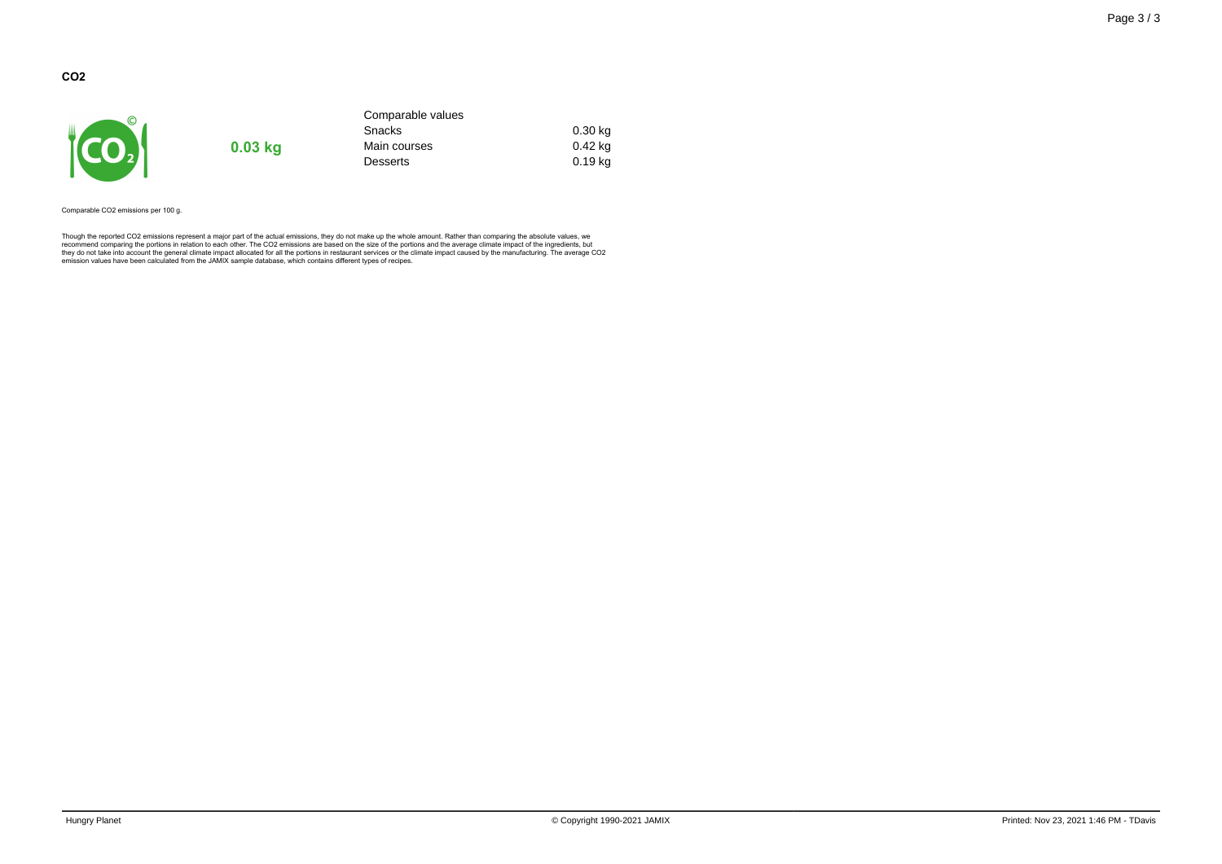## $CO_2$

**0.03 kg**

| Comparable values | |
|---|---|
| Snacks | 0.30 kg |
| Main courses | 0.42 kg |
| Desserts | 0.19 kg |

Comparable $CO_2$ emissions per 100 g.

Though the reported $CO_2$ emissions represent a major part of the actual emissions, they do not make up the whole amount. Rather than comparing the absolute values, we recommend comparing the portions in relation to each other. The $CO_2$ emissions are based on the size of the portions and the average climate impact of the ingredients, but they do not take into account the general climate impact allocated for all the portions in restaurant services or the climate impact caused by the manufacturing. The average $CO_2$ emission values have been calculated from the JAMIX sample database, which contains different types of recipes.